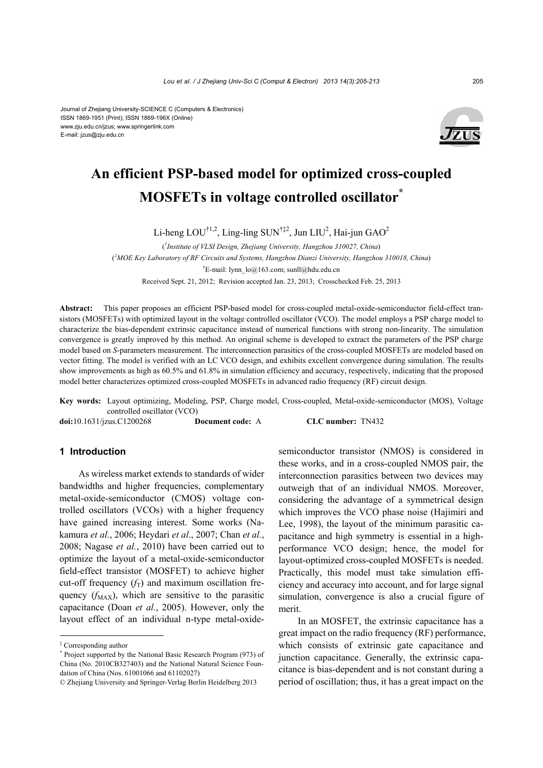Journal of Zhejiang University-SCIENCE C (Computers & Electronics)
ISSN 1869-1951 (Print); ISSN 1869-196X (Online)
www.zju.edu.cn/jzus; www.springerlink.com
E-mail: jzus@zju.edu.cn

# An efficient PSP-based model for optimized cross-coupled MOSFETs in voltage controlled oscillator*

Li-heng LOU[†1,2], Ling-ling SUN[†‡2], Jun LIU[2], Hai-jun GAO[2]

([1]*Institute of VLSI Design, Zhejiang University, Hangzhou 310027, China*)

([2]*MOE Key Laboratory of RF Circuits and Systems, Hangzhou Dianzi University, Hangzhou 310018, China*)

[†]E-mail: lynn_lo@163.com; sunll@hdu.edu.cn

Received Sept. 21, 2012; Revision accepted Jan. 23, 2013; Crosschecked Feb. 25, 2013

**Abstract:** This paper proposes an efficient PSP-based model for cross-coupled metal-oxide-semiconductor field-effect transistors (MOSFETs) with optimized layout in the voltage controlled oscillator (VCO). The model employs a PSP charge model to characterize the bias-dependent extrinsic capacitance instead of numerical functions with strong non-linearity. The simulation convergence is greatly improved by this method. An original scheme is developed to extract the parameters of the PSP charge model based on *S*-parameters measurement. The interconnection parasitics of the cross-coupled MOSFETs are modeled based on vector fitting. The model is verified with an LC VCO design, and exhibits excellent convergence during simulation. The results show improvements as high as 60.5% and 61.8% in simulation efficiency and accuracy, respectively, indicating that the proposed model better characterizes optimized cross-coupled MOSFETs in advanced radio frequency (RF) circuit design.

**Key words:** Layout optimizing, Modeling, PSP, Charge model, Cross-coupled, Metal-oxide-semiconductor (MOS), Voltage controlled oscillator (VCO)

**doi:**10.1631/jzus.C1200268 **Document code:** A **CLC number:** TN432

## 1 Introduction

As wireless market extends to standards of wider bandwidths and higher frequencies, complementary metal-oxide-semiconductor (CMOS) voltage controlled oscillators (VCOs) with a higher frequency have gained increasing interest. Some works (Nakamura *et al.*, 2006; Heydari *et al*., 2007; Chan *et al.*, 2008; Nagase *et al.*, 2010) have been carried out to optimize the layout of a metal-oxide-semiconductor field-effect transistor (MOSFET) to achieve higher cut-off frequency ($f_T$) and maximum oscillation frequency ($f_{MAX}$), which are sensitive to the parasitic capacitance (Doan *et al.*, 2005). However, only the layout effect of an individual n-type metal-oxide-semiconductor transistor (NMOS) is considered in these works, and in a cross-coupled NMOS pair, the interconnection parasitics between two devices may outweigh that of an individual NMOS. Moreover, considering the advantage of a symmetrical design which improves the VCO phase noise (Hajimiri and Lee, 1998), the layout of the minimum parasitic capacitance and high symmetry is essential in a high-performance VCO design; hence, the model for layout-optimized cross-coupled MOSFETs is needed. Practically, this model must take simulation efficiency and accuracy into account, and for large signal simulation, convergence is also a crucial figure of merit.

In an MOSFET, the extrinsic capacitance has a great impact on the radio frequency (RF) performance, which consists of extrinsic gate capacitance and junction capacitance. Generally, the extrinsic capacitance is bias-dependent and is not constant during a period of oscillation; thus, it has a great impact on the

---

‡ Corresponding author

\* Project supported by the National Basic Research Program (973) of China (No. 2010CB327403) and the National Natural Science Foundation of China (Nos. 61001066 and 61102027)

© Zhejiang University and Springer-Verlag Berlin Heidelberg 2013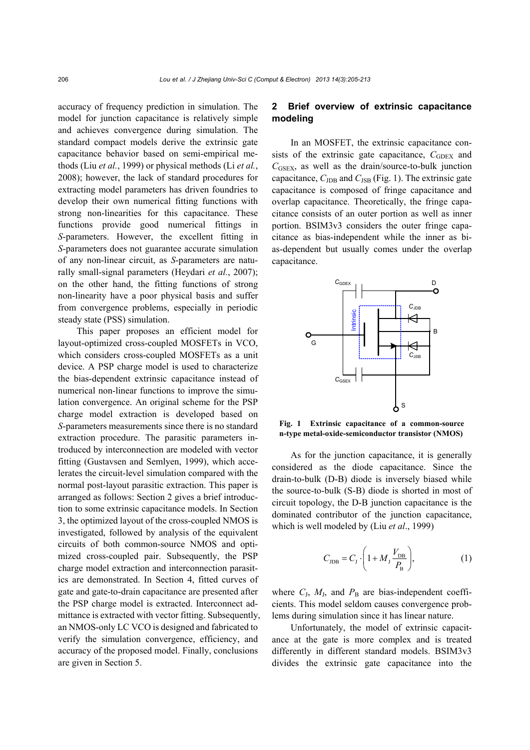accuracy of frequency prediction in simulation. The model for junction capacitance is relatively simple and achieves convergence during simulation. The standard compact models derive the extrinsic gate capacitance behavior based on semi-empirical methods (Liu *et al.*, 1999) or physical methods (Li *et al.*, 2008); however, the lack of standard procedures for extracting model parameters has driven foundries to develop their own numerical fitting functions with strong non-linearities for this capacitance. These functions provide good numerical fittings in *S*-parameters. However, the excellent fitting in *S*-parameters does not guarantee accurate simulation of any non-linear circuit, as *S*-parameters are naturally small-signal parameters (Heydari *et al.*, 2007); on the other hand, the fitting functions of strong non-linearity have a poor physical basis and suffer from convergence problems, especially in periodic steady state (PSS) simulation.

This paper proposes an efficient model for layout-optimized cross-coupled MOSFETs in VCO, which considers cross-coupled MOSFETs as a unit device. A PSP charge model is used to characterize the bias-dependent extrinsic capacitance instead of numerical non-linear functions to improve the simulation convergence. An original scheme for the PSP charge model extraction is developed based on *S*-parameters measurements since there is no standard extraction procedure. The parasitic parameters introduced by interconnection are modeled with vector fitting (Gustavsen and Semlyen, 1999), which accelerates the circuit-level simulation compared with the normal post-layout parasitic extraction. This paper is arranged as follows: Section 2 gives a brief introduction to some extrinsic capacitance models. In Section 3, the optimized layout of the cross-coupled NMOS is investigated, followed by analysis of the equivalent circuits of both common-source NMOS and optimized cross-coupled pair. Subsequently, the PSP charge model extraction and interconnection parasitics are demonstrated. In Section 4, fitted curves of gate and gate-to-drain capacitance are presented after the PSP charge model is extracted. Interconnect admittance is extracted with vector fitting. Subsequently, an NMOS-only LC VCO is designed and fabricated to verify the simulation convergence, efficiency, and accuracy of the proposed model. Finally, conclusions are given in Section 5.

## 2 Brief overview of extrinsic capacitance modeling

In an MOSFET, the extrinsic capacitance consists of the extrinsic gate capacitance, $C_{GDEX}$ and $C_{GSEX}$, as well as the drain/source-to-bulk junction capacitance, $C_{JDB}$ and $C_{JSB}$ (Fig. 1). The extrinsic gate capacitance is composed of fringe capacitance and overlap capacitance. Theoretically, the fringe capacitance consists of an outer portion as well as inner portion. BSIM3v3 considers the outer fringe capacitance as bias-independent while the inner as bias-dependent but usually comes under the overlap capacitance.

**Fig. 1 Extrinsic capacitance of a common-source n-type metal-oxide-semiconductor transistor (NMOS)**

As for the junction capacitance, it is generally considered as the diode capacitance. Since the drain-to-bulk (D-B) diode is inversely biased while the source-to-bulk (S-B) diode is shorted in most of circuit topology, the D-B junction capacitance is the dominated contributor of the junction capacitance, which is well modeled by (Liu *et al*., 1999)

$$C_{JDB} = C_J \cdot \left(1 + M_J \frac{V_{DB}}{P_B}\right), \tag{1}$$

where $C_J$, $M_J$, and $P_B$ are bias-independent coefficients. This model seldom causes convergence problems during simulation since it has linear nature.

Unfortunately, the model of extrinsic capacitance at the gate is more complex and is treated differently in different standard models. BSIM3v3 divides the extrinsic gate capacitance into the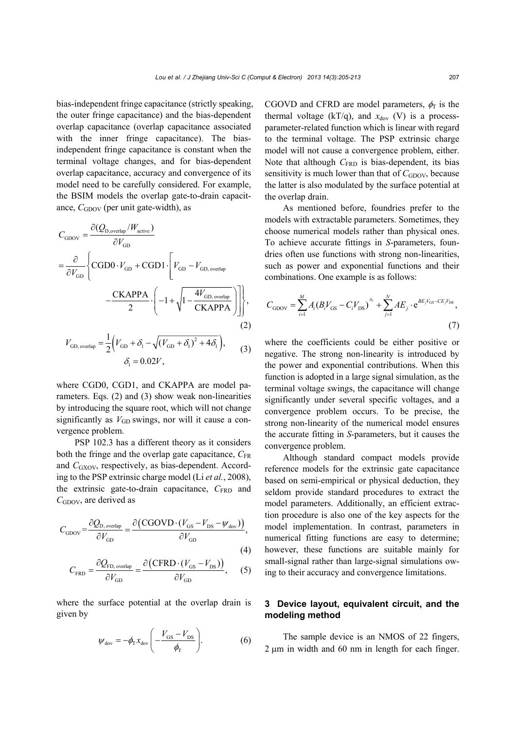bias-independent fringe capacitance (strictly speaking, the outer fringe capacitance) and the bias-dependent overlap capacitance (overlap capacitance associated with the inner fringe capacitance). The bias-independent fringe capacitance is constant when the terminal voltage changes, and for bias-dependent overlap capacitance, accuracy and convergence of its model need to be carefully considered. For example, the BSIM models the overlap gate-to-drain capacitance, $C_{\mathrm{GDOV}}$ (per unit gate-width), as

$$
\begin{aligned}
C_{\mathrm{GDOV}} &= \frac{\partial (Q_{\mathrm{D,overlap}}/W_{\mathrm{active}})}{\partial V_{\mathrm{GD}}} \\
&= \frac{\partial}{\partial V_{\mathrm{GD}}}\left\{ \mathrm{CGD0}\cdot V_{\mathrm{GD}} + \mathrm{CGD1}\cdot\left[ V_{\mathrm{GD}} - V_{\mathrm{GD,\,overlap}} \right.\right. \\
&\quad \left.\left. - \frac{\mathrm{CKAPPA}}{2}\cdot\left( -1 + \sqrt{1 - \frac{4V_{\mathrm{GD,\,overlap}}}{\mathrm{CKAPPA}}} \right) \right] \right\},
\end{aligned} \tag{2}
$$

$$
\begin{gathered}
V_{\mathrm{GD,\,overlap}} = \frac{1}{2}\left( V_{\mathrm{GD}} + \delta_1 - \sqrt{(V_{\mathrm{GD}} + \delta_1)^2 + 4\delta_1} \right), \\
\delta_1 = 0.02V,
\end{gathered} \tag{3}
$$

where CGD0, CGD1, and CKAPPA are model parameters. Eqs. (2) and (3) show weak non-linearities by introducing the square root, which will not change significantly as $V_{\mathrm{GD}}$ swings, nor will it cause a convergence problem.

PSP 102.3 has a different theory as it considers both the fringe and the overlap gate capacitance, $C_{\mathrm{FR}}$ and $C_{\mathrm{GXOV}}$, respectively, as bias-dependent. According to the PSP extrinsic charge model (Li *et al.*, 2008), the extrinsic gate-to-drain capacitance, $C_{\mathrm{FRD}}$ and $C_{\mathrm{GDOV}}$, are derived as

$$
C_{\mathrm{GDOV}} = \frac{\partial Q_{\mathrm{D,\,overlap}}}{\partial V_{\mathrm{GD}}} = \frac{\partial\left( \mathrm{CGOVD}\cdot(V_{\mathrm{GS}} - V_{\mathrm{DS}} - \psi_{\mathrm{dov}}) \right)}{\partial V_{\mathrm{GD}}}, \tag{4}
$$

$$
C_{\mathrm{FRD}} = \frac{\partial Q_{\mathrm{FD,\,overlap}}}{\partial V_{\mathrm{GD}}} = \frac{\partial\left( \mathrm{CFRD}\cdot(V_{\mathrm{GS}} - V_{\mathrm{DS}}) \right)}{\partial V_{\mathrm{GD}}}, \tag{5}
$$

where the surface potential at the overlap drain is given by

$$
\psi_{\mathrm{dov}} = -\phi_{\mathrm{T}} x_{\mathrm{dov}}\left( -\frac{V_{\mathrm{GS}} - V_{\mathrm{DS}}}{\phi_{\mathrm{T}}} \right). \tag{6}
$$

CGOVD and CFRD are model parameters, $\phi_{\mathrm{T}}$ is the thermal voltage (kT/q), and $x_{\mathrm{dov}}$ (V) is a process-parameter-related function which is linear with regard to the terminal voltage. The PSP extrinsic charge model will not cause a convergence problem, either. Note that although $C_{\mathrm{FRD}}$ is bias-dependent, its bias sensitivity is much lower than that of $C_{\mathrm{GDOV}}$, because the latter is also modulated by the surface potential at the overlap drain.

As mentioned before, foundries prefer to the models with extractable parameters. Sometimes, they choose numerical models rather than physical ones. To achieve accurate fittings in *S*-parameters, foundries often use functions with strong non-linearities, such as power and exponential functions and their combinations. One example is as follows:

$$
C_{\mathrm{GDOV}} = \sum_{i=1}^{M} A_i (B_i V_{\mathrm{GS}} - C_i V_{\mathrm{DS}})^{D_i} + \sum_{j=1}^{N} AE_j \cdot \mathrm{e}^{BE_j V_{\mathrm{GS}} - CE_j V_{\mathrm{DS}}}, \tag{7}
$$

where the coefficients could be either positive or negative. The strong non-linearity is introduced by the power and exponential contributions. When this function is adopted in a large signal simulation, as the terminal voltage swings, the capacitance will change significantly under several specific voltages, and a convergence problem occurs. To be precise, the strong non-linearity of the numerical model ensures the accurate fitting in *S*-parameters, but it causes the convergence problem.

Although standard compact models provide reference models for the extrinsic gate capacitance based on semi-empirical or physical deduction, they seldom provide standard procedures to extract the model parameters. Additionally, an efficient extraction procedure is also one of the key aspects for the model implementation. In contrast, parameters in numerical fitting functions are easy to determine; however, these functions are suitable mainly for small-signal rather than large-signal simulations owing to their accuracy and convergence limitations.

## 3 Device layout, equivalent circuit, and the modeling method

The sample device is an NMOS of 22 fingers, 2 μm in width and 60 nm in length for each finger.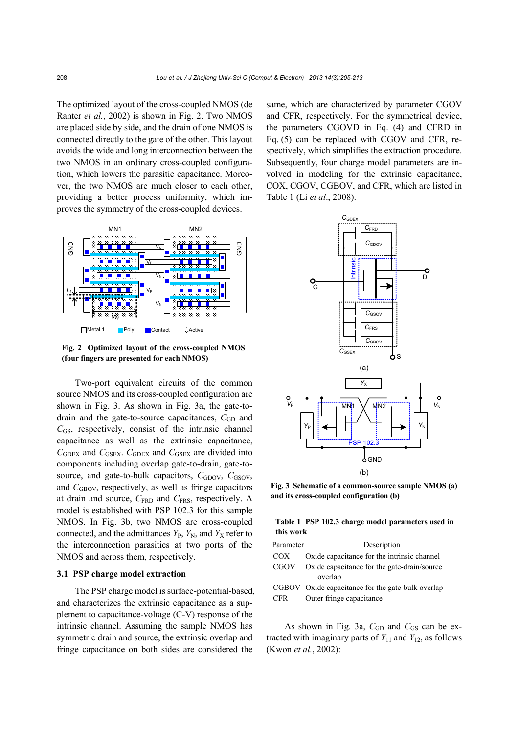The optimized layout of the cross-coupled NMOS (de Ranter *et al.*, 2002) is shown in Fig. 2. Two NMOS are placed side by side, and the drain of one NMOS is connected directly to the gate of the other. This layout avoids the wide and long interconnection between the two NMOS in an ordinary cross-coupled configuration, which lowers the parasitic capacitance. Moreover, the two NMOS are much closer to each other, providing a better process uniformity, which improves the symmetry of the cross-coupled devices.

**Fig. 2 Optimized layout of the cross-coupled NMOS (four fingers are presented for each NMOS)**

Two-port equivalent circuits of the common source NMOS and its cross-coupled configuration are shown in Fig. 3. As shown in Fig. 3a, the gate-to-drain and the gate-to-source capacitances, $C_{GD}$ and $C_{GS}$, respectively, consist of the intrinsic channel capacitance as well as the extrinsic capacitance, $C_{GDEX}$ and $C_{GSEX}$. $C_{GDEX}$ and $C_{GSEX}$ are divided into components including overlap gate-to-drain, gate-to-source, and gate-to-bulk capacitors, $C_{GDOV}$, $C_{GSOV}$, and $C_{GBOV}$, respectively, as well as fringe capacitors at drain and source, $C_{FRD}$ and $C_{FRS}$, respectively. A model is established with PSP 102.3 for this sample NMOS. In Fig. 3b, two NMOS are cross-coupled connected, and the admittances $Y_P$, $Y_N$, and $Y_X$ refer to the interconnection parasitics at two ports of the NMOS and across them, respectively.

### 3.1 PSP charge model extraction

The PSP charge model is surface-potential-based, and characterizes the extrinsic capacitance as a supplement to capacitance-voltage (C-V) response of the intrinsic channel. Assuming the sample NMOS has symmetric drain and source, the extrinsic overlap and fringe capacitance on both sides are considered the same, which are characterized by parameter CGOV and CFR, respectively. For the symmetrical device, the parameters CGOVD in Eq. (4) and CFRD in Eq. (5) can be replaced with CGOV and CFR, respectively, which simplifies the extraction procedure. Subsequently, four charge model parameters are involved in modeling for the extrinsic capacitance, COX, CGOV, CGBOV, and CFR, which are listed in Table 1 (Li *et al.*, 2008).

**Fig. 3 Schematic of a common-source sample NMOS (a) and its cross-coupled configuration (b)**

**Table 1 PSP 102.3 charge model parameters used in this work**

| Parameter | Description |
|---|---|
| COX | Oxide capacitance for the intrinsic channel |
| CGOV | Oxide capacitance for the gate-drain/source overlap |
| CGBOV | Oxide capacitance for the gate-bulk overlap |
| CFR | Outer fringe capacitance |

As shown in Fig. 3a, $C_{GD}$ and $C_{GS}$ can be extracted with imaginary parts of $Y_{11}$ and $Y_{12}$, as follows (Kwon *et al.*, 2002):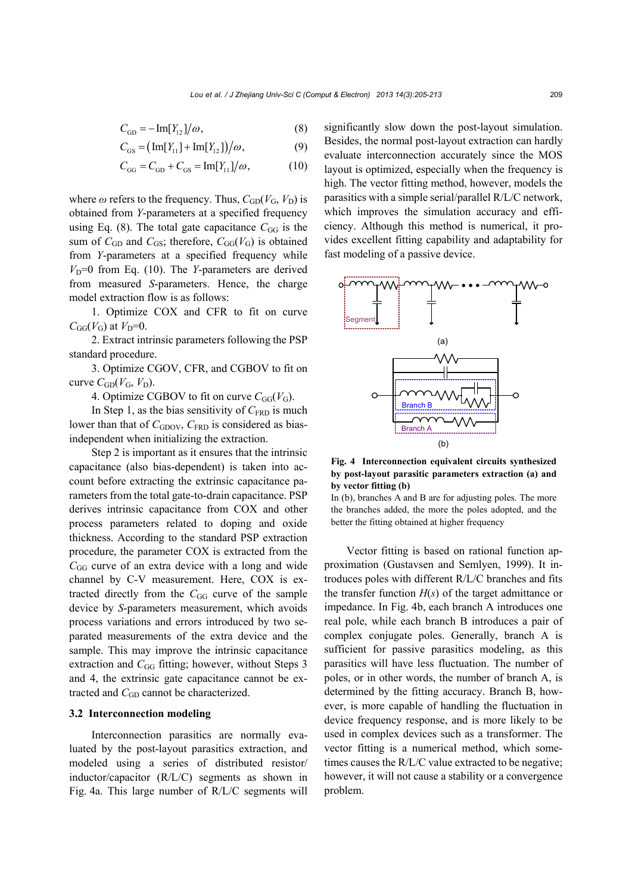$$C_{\mathrm{GD}} = -\mathrm{Im}[Y_{12}]/\omega, \tag{8}$$

$$C_{\mathrm{GS}} = \left(\mathrm{Im}[Y_{11}] + \mathrm{Im}[Y_{12}]\right)/\omega, \tag{9}$$

$$C_{\mathrm{GG}} = C_{\mathrm{GD}} + C_{\mathrm{GS}} = \mathrm{Im}[Y_{11}]/\omega, \tag{10}$$

where $\omega$ refers to the frequency. Thus, $C_{\mathrm{GD}}(V_{\mathrm{G}}, V_{\mathrm{D}})$ is obtained from $Y$-parameters at a specified frequency using Eq. (8). The total gate capacitance $C_{\mathrm{GG}}$ is the sum of $C_{\mathrm{GD}}$ and $C_{\mathrm{GS}}$; therefore, $C_{\mathrm{GG}}(V_{\mathrm{G}})$ is obtained from $Y$-parameters at a specified frequency while $V_{\mathrm{D}}=0$ from Eq. (10). The $Y$-parameters are derived from measured $S$-parameters. Hence, the charge model extraction flow is as follows:

1. Optimize COX and CFR to fit on curve $C_{\mathrm{GG}}(V_{\mathrm{G}})$ at $V_{\mathrm{D}}=0$.
2. Extract intrinsic parameters following the PSP standard procedure.
3. Optimize CGOV, CFR, and CGBOV to fit on curve $C_{\mathrm{GD}}(V_{\mathrm{G}}, V_{\mathrm{D}})$.
4. Optimize CGBOV to fit on curve $C_{\mathrm{GG}}(V_{\mathrm{G}})$.

In Step 1, as the bias sensitivity of $C_{\mathrm{FRD}}$ is much lower than that of $C_{\mathrm{GDOV}}$, $C_{\mathrm{FRD}}$ is considered as bias-independent when initializing the extraction.

Step 2 is important as it ensures that the intrinsic capacitance (also bias-dependent) is taken into account before extracting the extrinsic capacitance parameters from the total gate-to-drain capacitance. PSP derives intrinsic capacitance from COX and other process parameters related to doping and oxide thickness. According to the standard PSP extraction procedure, the parameter COX is extracted from the $C_{\mathrm{GG}}$ curve of an extra device with a long and wide channel by C-V measurement. Here, COX is extracted directly from the $C_{\mathrm{GG}}$ curve of the sample device by $S$-parameters measurement, which avoids process variations and errors introduced by two separated measurements of the extra device and the sample. This may improve the intrinsic capacitance extraction and $C_{\mathrm{GG}}$ fitting; however, without Steps 3 and 4, the extrinsic gate capacitance cannot be extracted and $C_{\mathrm{GD}}$ cannot be characterized.

### 3.2 Interconnection modeling

Interconnection parasitics are normally evaluated by the post-layout parasitics extraction, and modeled using a series of distributed resistor/inductor/capacitor (R/L/C) segments as shown in Fig. 4a. This large number of R/L/C segments will significantly slow down the post-layout simulation. Besides, the normal post-layout extraction can hardly evaluate interconnection accurately since the MOS layout is optimized, especially when the frequency is high. The vector fitting method, however, models the parasitics with a simple serial/parallel R/L/C network, which improves the simulation accuracy and efficiency. Although this method is numerical, it provides excellent fitting capability and adaptability for fast modeling of a passive device.

**Fig. 4 Interconnection equivalent circuits synthesized by post-layout parasitic parameters extraction (a) and by vector fitting (b)**

In (b), branches A and B are for adjusting poles. The more the branches added, the more the poles adopted, and the better the fitting obtained at higher frequency

Vector fitting is based on rational function approximation (Gustavsen and Semlyen, 1999). It introduces poles with different R/L/C branches and fits the transfer function $H(s)$ of the target admittance or impedance. In Fig. 4b, each branch A introduces one real pole, while each branch B introduces a pair of complex conjugate poles. Generally, branch A is sufficient for passive parasitics modeling, as this parasitics will have less fluctuation. The number of poles, or in other words, the number of branch A, is determined by the fitting accuracy. Branch B, however, is more capable of handling the fluctuation in device frequency response, and is more likely to be used in complex devices such as a transformer. The vector fitting is a numerical method, which sometimes causes the R/L/C value extracted to be negative; however, it will not cause a stability or a convergence problem.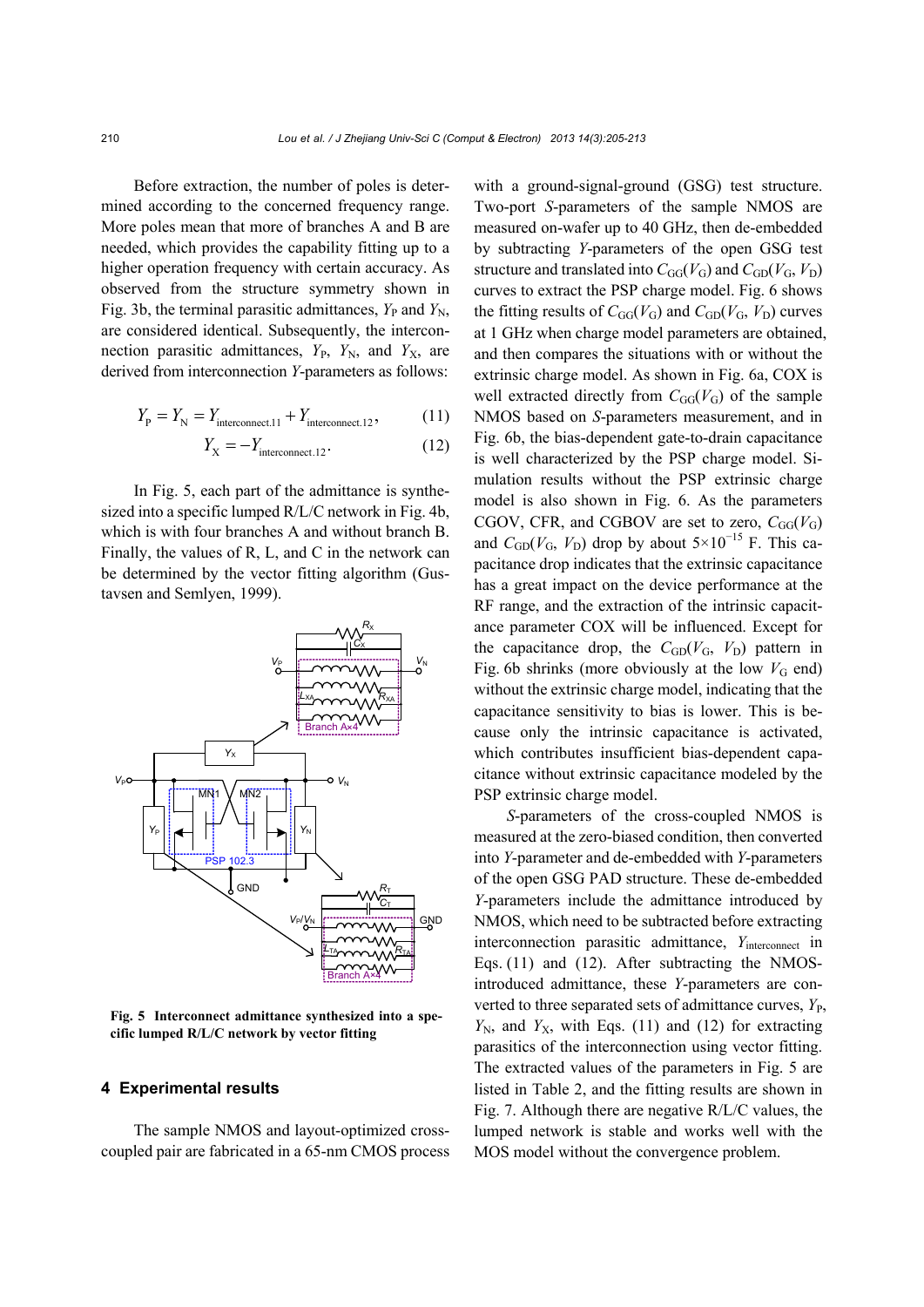Before extraction, the number of poles is determined according to the concerned frequency range. More poles mean that more of branches A and B are needed, which provides the capability fitting up to a higher operation frequency with certain accuracy. As observed from the structure symmetry shown in Fig. 3b, the terminal parasitic admittances, $Y_P$ and $Y_N$, are considered identical. Subsequently, the interconnection parasitic admittances, $Y_P$, $Y_N$, and $Y_X$, are derived from interconnection *Y*-parameters as follows:

$$Y_P = Y_N = Y_{\text{interconnect.11}} + Y_{\text{interconnect.12}}, \quad (11)$$

$$Y_X = -Y_{\text{interconnect.12}}. \quad (12)$$

In Fig. 5, each part of the admittance is synthesized into a specific lumped R/L/C network in Fig. 4b, which is with four branches A and without branch B. Finally, the values of R, L, and C in the network can be determined by the vector fitting algorithm (Gustavsen and Semlyen, 1999).

**Fig. 5 Interconnect admittance synthesized into a specific lumped R/L/C network by vector fitting**

## 4 Experimental results

The sample NMOS and layout-optimized cross-coupled pair are fabricated in a 65-nm CMOS process with a ground-signal-ground (GSG) test structure. Two-port *S*-parameters of the sample NMOS are measured on-wafer up to 40 GHz, then de-embedded by subtracting *Y*-parameters of the open GSG test structure and translated into $C_{GG}(V_G)$ and $C_{GD}(V_G, V_D)$ curves to extract the PSP charge model. Fig. 6 shows the fitting results of $C_{GG}(V_G)$ and $C_{GD}(V_G, V_D)$ curves at 1 GHz when charge model parameters are obtained, and then compares the situations with or without the extrinsic charge model. As shown in Fig. 6a, COX is well extracted directly from $C_{GG}(V_G)$ of the sample NMOS based on *S*-parameters measurement, and in Fig. 6b, the bias-dependent gate-to-drain capacitance is well characterized by the PSP charge model. Simulation results without the PSP extrinsic charge model is also shown in Fig. 6. As the parameters CGOV, CFR, and CGBOV are set to zero, $C_{GG}(V_G)$ and $C_{GD}(V_G, V_D)$ drop by about $5\times10^{-15}$ F. This capacitance drop indicates that the extrinsic capacitance has a great impact on the device performance at the RF range, and the extraction of the intrinsic capacitance parameter COX will be influenced. Except for the capacitance drop, the $C_{GD}(V_G, V_D)$ pattern in Fig. 6b shrinks (more obviously at the low $V_G$ end) without the extrinsic charge model, indicating that the capacitance sensitivity to bias is lower. This is because only the intrinsic capacitance is activated, which contributes insufficient bias-dependent capacitance without extrinsic capacitance modeled by the PSP extrinsic charge model.

*S*-parameters of the cross-coupled NMOS is measured at the zero-biased condition, then converted into *Y*-parameter and de-embedded with *Y*-parameters of the open GSG PAD structure. These de-embedded *Y*-parameters include the admittance introduced by NMOS, which need to be subtracted before extracting interconnection parasitic admittance, $Y_{\text{interconnect}}$ in Eqs. (11) and (12). After subtracting the NMOS-introduced admittance, these *Y*-parameters are converted to three separated sets of admittance curves, $Y_P$, $Y_N$, and $Y_X$, with Eqs. (11) and (12) for extracting parasitics of the interconnection using vector fitting. The extracted values of the parameters in Fig. 5 are listed in Table 2, and the fitting results are shown in Fig. 7. Although there are negative R/L/C values, the lumped network is stable and works well with the MOS model without the convergence problem.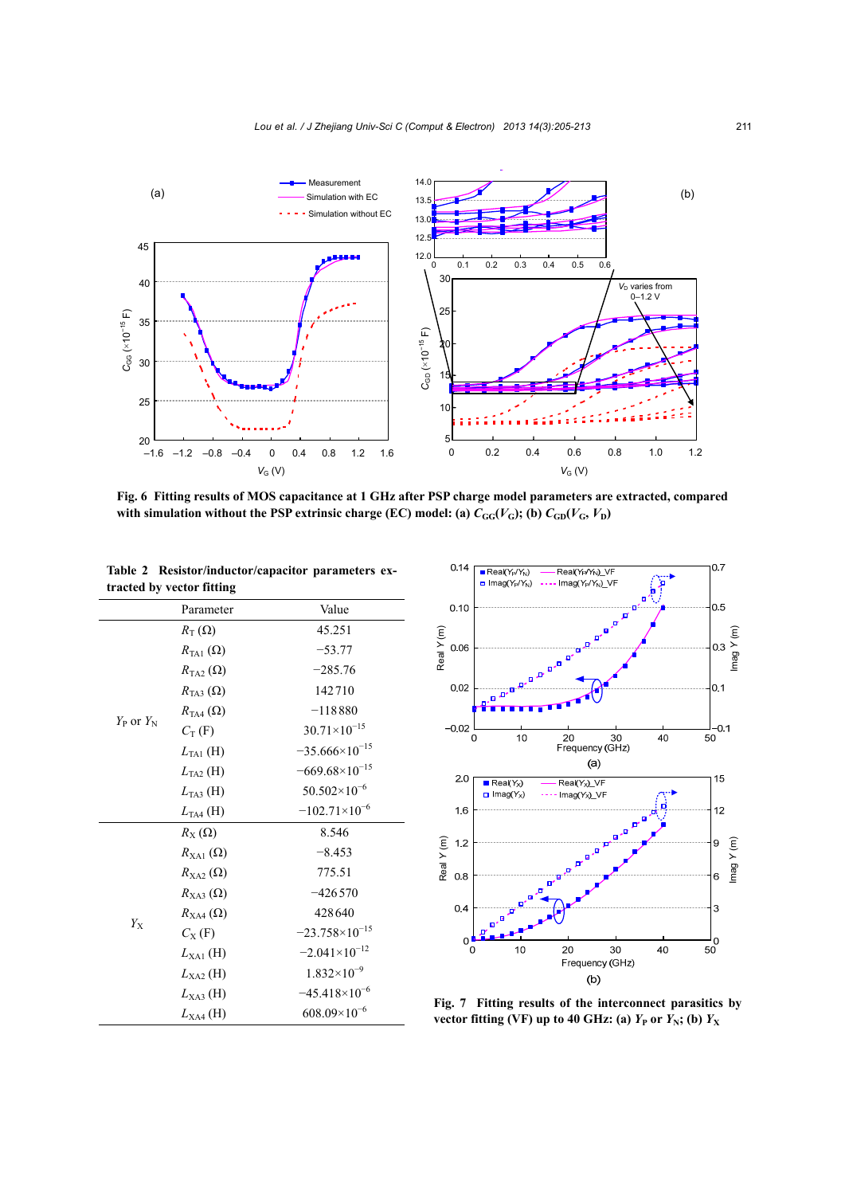Fig. 6 **Fitting results of MOS capacitance at 1 GHz after PSP charge model parameters are extracted, compared with simulation without the PSP extrinsic charge (EC) model: (a) $C_{GG}(V_G)$; (b) $C_{GD}(V_G, V_D)$**

**Table 2 Resistor/inductor/capacitor parameters extracted by vector fitting**

| | Parameter | Value |
|---|---|---|
| $Y_P$ or $Y_N$ | $R_T$ (Ω) | 45.251 |
| | $R_{TA1}$ (Ω) | −53.77 |
| | $R_{TA2}$ (Ω) | −285.76 |
| | $R_{TA3}$ (Ω) | 142710 |
| | $R_{TA4}$ (Ω) | −118880 |
| | $C_T$ (F) | $30.71\times10^{-15}$ |
| | $L_{TA1}$ (H) | $-35.666\times10^{-15}$ |
| | $L_{TA2}$ (H) | $-669.68\times10^{-15}$ |
| | $L_{TA3}$ (H) | $50.502\times10^{-6}$ |
| | $L_{TA4}$ (H) | $-102.71\times10^{-6}$ |
| $Y_X$ | $R_X$ (Ω) | 8.546 |
| | $R_{XA1}$ (Ω) | −8.453 |
| | $R_{XA2}$ (Ω) | 775.51 |
| | $R_{XA3}$ (Ω) | −426570 |
| | $R_{XA4}$ (Ω) | 428640 |
| | $C_X$ (F) | $-23.758\times10^{-15}$ |
| | $L_{XA1}$ (H) | $-2.041\times10^{-12}$ |
| | $L_{XA2}$ (H) | $1.832\times10^{-9}$ |
| | $L_{XA3}$ (H) | $-45.418\times10^{-6}$ |
| | $L_{XA4}$ (H) | $608.09\times10^{-6}$ |

Fig. 7 **Fitting results of the interconnect parasitics by vector fitting (VF) up to 40 GHz: (a) $Y_P$ or $Y_N$; (b) $Y_X$**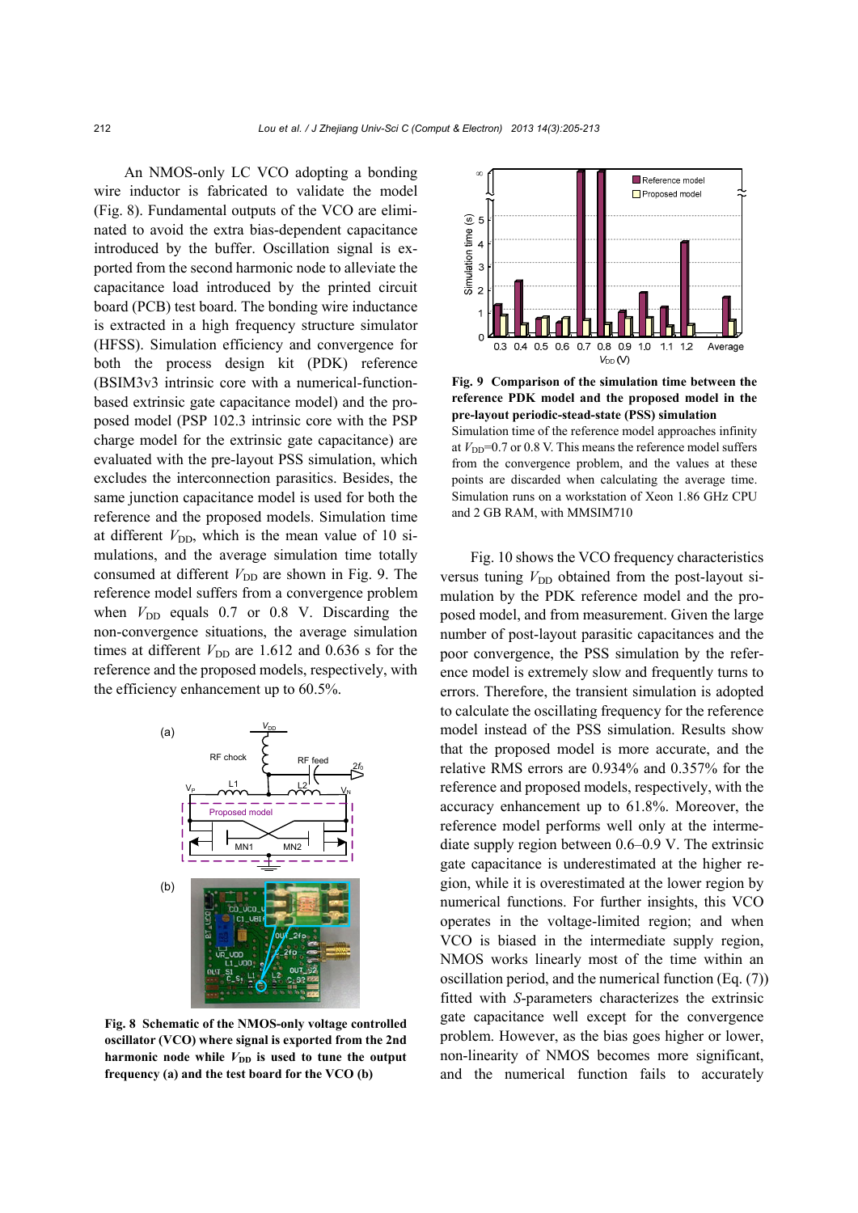An NMOS-only LC VCO adopting a bonding wire inductor is fabricated to validate the model (Fig. 8). Fundamental outputs of the VCO are eliminated to avoid the extra bias-dependent capacitance introduced by the buffer. Oscillation signal is exported from the second harmonic node to alleviate the capacitance load introduced by the printed circuit board (PCB) test board. The bonding wire inductance is extracted in a high frequency structure simulator (HFSS). Simulation efficiency and convergence for both the process design kit (PDK) reference (BSIM3v3 intrinsic core with a numerical-function-based extrinsic gate capacitance model) and the proposed model (PSP 102.3 intrinsic core with the PSP charge model for the extrinsic gate capacitance) are evaluated with the pre-layout PSS simulation, which excludes the interconnection parasitics. Besides, the same junction capacitance model is used for both the reference and the proposed models. Simulation time at different $V_{DD}$, which is the mean value of 10 simulations, and the average simulation time totally consumed at different $V_{DD}$ are shown in Fig. 9. The reference model suffers from a convergence problem when $V_{DD}$ equals 0.7 or 0.8 V. Discarding the non-convergence situations, the average simulation times at different $V_{DD}$ are 1.612 and 0.636 s for the reference and the proposed models, respectively, with the efficiency enhancement up to 60.5%.

**Fig. 8 Schematic of the NMOS-only voltage controlled oscillator (VCO) where signal is exported from the 2nd harmonic node while $V_{DD}$ is used to tune the output frequency (a) and the test board for the VCO (b)**

**Fig. 9 Comparison of the simulation time between the reference PDK model and the proposed model in the pre-layout periodic-stead-state (PSS) simulation**

Simulation time of the reference model approaches infinity at $V_{DD}$=0.7 or 0.8 V. This means the reference model suffers from the convergence problem, and the values at these points are discarded when calculating the average time. Simulation runs on a workstation of Xeon 1.86 GHz CPU and 2 GB RAM, with MMSIM710

Fig. 10 shows the VCO frequency characteristics versus tuning $V_{DD}$ obtained from the post-layout simulation by the PDK reference model and the proposed model, and from measurement. Given the large number of post-layout parasitic capacitances and the poor convergence, the PSS simulation by the reference model is extremely slow and frequently turns to errors. Therefore, the transient simulation is adopted to calculate the oscillating frequency for the reference model instead of the PSS simulation. Results show that the proposed model is more accurate, and the relative RMS errors are 0.934% and 0.357% for the reference and proposed models, respectively, with the accuracy enhancement up to 61.8%. Moreover, the reference model performs well only at the intermediate supply region between 0.6–0.9 V. The extrinsic gate capacitance is underestimated at the higher region, while it is overestimated at the lower region by numerical functions. For further insights, this VCO operates in the voltage-limited region; and when VCO is biased in the intermediate supply region, NMOS works linearly most of the time within an oscillation period, and the numerical function (Eq. (7)) fitted with *S*-parameters characterizes the extrinsic gate capacitance well except for the convergence problem. However, as the bias goes higher or lower, non-linearity of NMOS becomes more significant, and the numerical function fails to accurately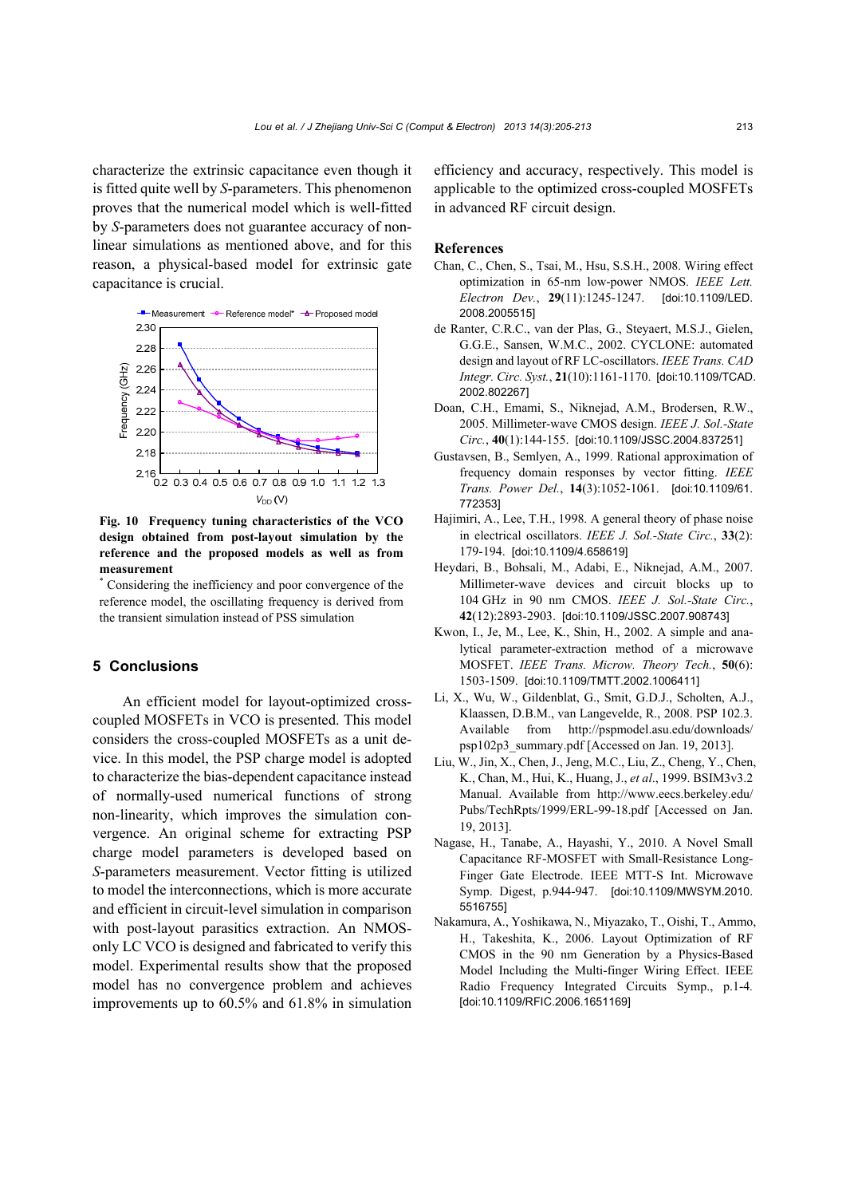characterize the extrinsic capacitance even though it is fitted quite well by *S*-parameters. This phenomenon proves that the numerical model which is well-fitted by *S*-parameters does not guarantee accuracy of non-linear simulations as mentioned above, and for this reason, a physical-based model for extrinsic gate capacitance is crucial.

Measurement
Reference model*
Proposed model
Frequency (GHz)
2.30
2.28
2.26
2.24
2.22
2.20
2.18
2.16
0.2 0.3 0.4 0.5 0.6 0.7 0.8 0.9 1.0 1.1 1.2 1.3
$V_{DD}$ (V)

**Fig. 10 Frequency tuning characteristics of the VCO design obtained from post-layout simulation by the reference and the proposed models as well as from measurement**

\* Considering the inefficiency and poor convergence of the reference model, the oscillating frequency is derived from the transient simulation instead of PSS simulation

## 5 Conclusions

An efficient model for layout-optimized cross-coupled MOSFETs in VCO is presented. This model considers the cross-coupled MOSFETs as a unit device. In this model, the PSP charge model is adopted to characterize the bias-dependent capacitance instead of normally-used numerical functions of strong non-linearity, which improves the simulation convergence. An original scheme for extracting PSP charge model parameters is developed based on *S*-parameters measurement. Vector fitting is utilized to model the interconnections, which is more accurate and efficient in circuit-level simulation in comparison with post-layout parasitics extraction. An NMOS-only LC VCO is designed and fabricated to verify this model. Experimental results show that the proposed model has no convergence problem and achieves improvements up to 60.5% and 61.8% in simulation efficiency and accuracy, respectively. This model is applicable to the optimized cross-coupled MOSFETs in advanced RF circuit design.

## References

Chan, C., Chen, S., Tsai, M., Hsu, S.S.H., 2008. Wiring effect optimization in 65-nm low-power NMOS. *IEEE Lett. Electron Dev.*, **29**(11):1245-1247. [doi:10.1109/LED.2008.2005515]

de Ranter, C.R.C., van der Plas, G., Steyaert, M.S.J., Gielen, G.G.E., Sansen, W.M.C., 2002. CYCLONE: automated design and layout of RF LC-oscillators. *IEEE Trans. CAD Integr. Circ. Syst.*, **21**(10):1161-1170. [doi:10.1109/TCAD.2002.802267]

Doan, C.H., Emami, S., Niknejad, A.M., Brodersen, R.W., 2005. Millimeter-wave CMOS design. *IEEE J. Sol.-State Circ.*, **40**(1):144-155. [doi:10.1109/JSSC.2004.837251]

Gustavsen, B., Semlyen, A., 1999. Rational approximation of frequency domain responses by vector fitting. *IEEE Trans. Power Del.*, **14**(3):1052-1061. [doi:10.1109/61.772353]

Hajimiri, A., Lee, T.H., 1998. A general theory of phase noise in electrical oscillators. *IEEE J. Sol.-State Circ.*, **33**(2):179-194. [doi:10.1109/4.658619]

Heydari, B., Bohsali, M., Adabi, E., Niknejad, A.M., 2007. Millimeter-wave devices and circuit blocks up to 104 GHz in 90 nm CMOS. *IEEE J. Sol.-State Circ.*, **42**(12):2893-2903. [doi:10.1109/JSSC.2007.908743]

Kwon, I., Je, M., Lee, K., Shin, H., 2002. A simple and analytical parameter-extraction method of a microwave MOSFET. *IEEE Trans. Microw. Theory Tech.*, **50**(6):1503-1509. [doi:10.1109/TMTT.2002.1006411]

Li, X., Wu, W., Gildenblat, G., Smit, G.D.J., Scholten, A.J., Klaassen, D.B.M., van Langevelde, R., 2008. PSP 102.3. Available from http://pspmodel.asu.edu/downloads/psp102p3_summary.pdf [Accessed on Jan. 19, 2013].

Liu, W., Jin, X., Chen, J., Jeng, M.C., Liu, Z., Cheng, Y., Chen, K., Chan, M., Hui, K., Huang, J., *et al*., 1999. BSIM3v3.2 Manual. Available from http://www.eecs.berkeley.edu/Pubs/TechRpts/1999/ERL-99-18.pdf [Accessed on Jan. 19, 2013].

Nagase, H., Tanabe, A., Hayashi, Y., 2010. A Novel Small Capacitance RF-MOSFET with Small-Resistance Long-Finger Gate Electrode. IEEE MTT-S Int. Microwave Symp. Digest, p.944-947. [doi:10.1109/MWSYM.2010.5516755]

Nakamura, A., Yoshikawa, N., Miyazako, T., Oishi, T., Ammo, H., Takeshita, K., 2006. Layout Optimization of RF CMOS in the 90 nm Generation by a Physics-Based Model Including the Multi-finger Wiring Effect. IEEE Radio Frequency Integrated Circuits Symp., p.1-4. [doi:10.1109/RFIC.2006.1651169]